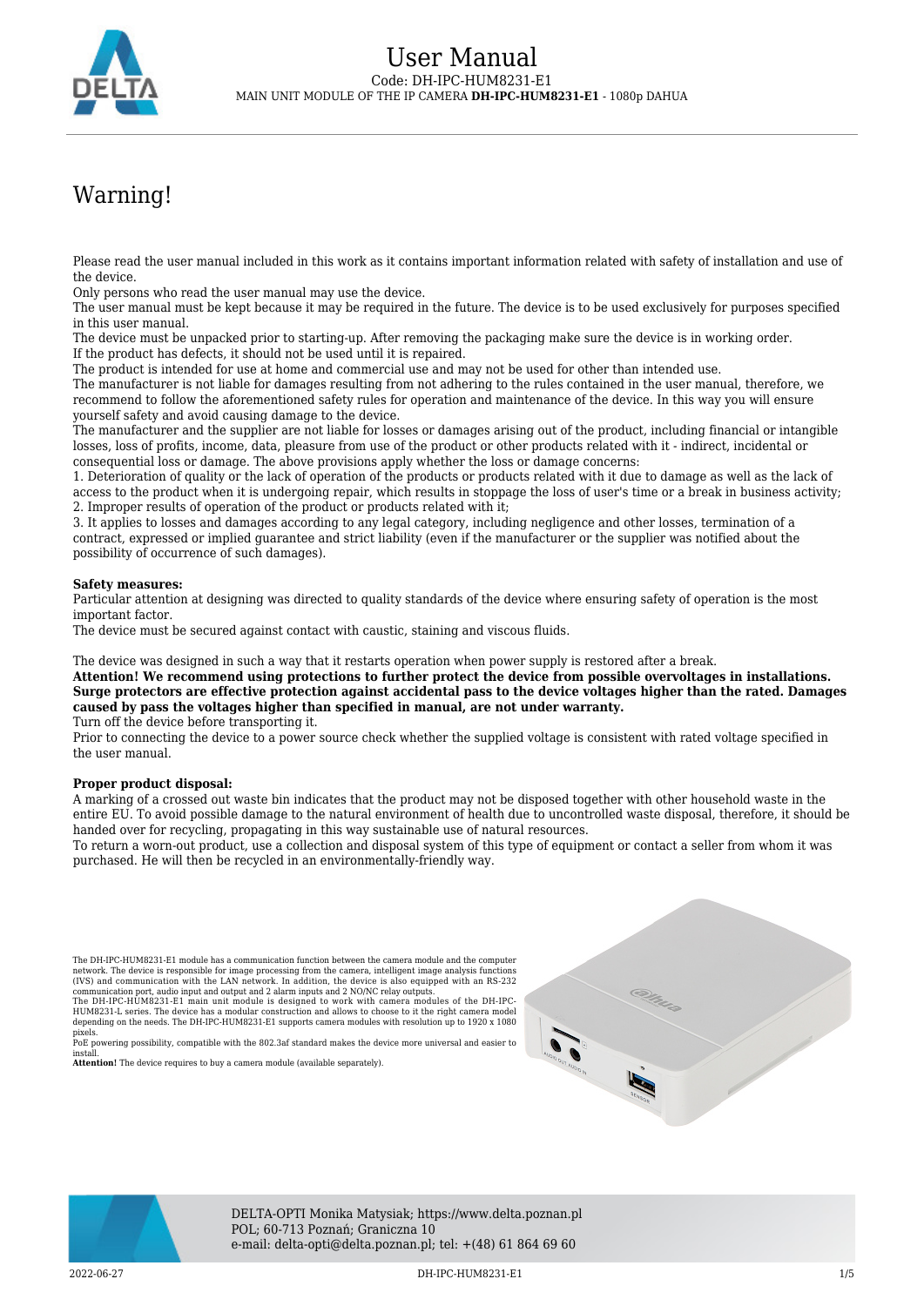# User Manual

Code: DH-IPC-HUM8231-E1

MAIN UNIT MODULE OF THE IP CAMERA **DH-IPC-HUM8231-E1** - 1080p DAHUA

# Warning!

Please read the user manual included in this work as it contains important information related with safety of installation and use of the device.
Only persons who read the user manual may use the device.
The user manual must be kept because it may be required in the future. The device is to be used exclusively for purposes specified in this user manual.
The device must be unpacked prior to starting-up. After removing the packaging make sure the device is in working order.
If the product has defects, it should not be used until it is repaired.
The product is intended for use at home and commercial use and may not be used for other than intended use.
The manufacturer is not liable for damages resulting from not adhering to the rules contained in the user manual, therefore, we recommend to follow the aforementioned safety rules for operation and maintenance of the device. In this way you will ensure yourself safety and avoid causing damage to the device.
The manufacturer and the supplier are not liable for losses or damages arising out of the product, including financial or intangible losses, loss of profits, income, data, pleasure from use of the product or other products related with it - indirect, incidental or consequential loss or damage. The above provisions apply whether the loss or damage concerns:
1. Deterioration of quality or the lack of operation of the products or products related with it due to damage as well as the lack of access to the product when it is undergoing repair, which results in stoppage the loss of user's time or a break in business activity;
2. Improper results of operation of the product or products related with it;
3. It applies to losses and damages according to any legal category, including negligence and other losses, termination of a contract, expressed or implied guarantee and strict liability (even if the manufacturer or the supplier was notified about the possibility of occurrence of such damages).

**Safety measures:**
Particular attention at designing was directed to quality standards of the device where ensuring safety of operation is the most important factor.
The device must be secured against contact with caustic, staining and viscous fluids.

The device was designed in such a way that it restarts operation when power supply is restored after a break.
**Attention! We recommend using protections to further protect the device from possible overvoltages in installations. Surge protectors are effective protection against accidental pass to the device voltages higher than the rated. Damages caused by pass the voltages higher than specified in manual, are not under warranty.**
Turn off the device before transporting it.
Prior to connecting the device to a power source check whether the supplied voltage is consistent with rated voltage specified in the user manual.

**Proper product disposal:**
A marking of a crossed out waste bin indicates that the product may not be disposed together with other household waste in the entire EU. To avoid possible damage to the natural environment of health due to uncontrolled waste disposal, therefore, it should be handed over for recycling, propagating in this way sustainable use of natural resources.
To return a worn-out product, use a collection and disposal system of this type of equipment or contact a seller from whom it was purchased. He will then be recycled in an environmentally-friendly way.

The DH-IPC-HUM8231-E1 module has a communication function between the camera module and the computer network. The device is responsible for image processing from the camera, intelligent image analysis functions (IVS) and communication with the LAN network. In addition, the device is also equipped with an RS-232 communication port, audio input and output and 2 alarm inputs and 2 NO/NC relay outputs.
The DH-IPC-HUM8231-E1 main unit module is designed to work with camera modules of the DH-IPC-HUM8231-L series. The device has a modular construction and allows to choose to it the right camera model depending on the needs. The DH-IPC-HUM8231-E1 supports camera modules with resolution up to 1920 x 1080 pixels.
PoE powering possibility, compatible with the 802.3af standard makes the device more universal and easier to install.
**Attention!** The device requires to buy a camera module (available separately).

DELTA-OPTI Monika Matysiak; https://www.delta.poznan.pl
POL; 60-713 Poznań; Graniczna 10
e-mail: delta-opti@delta.poznan.pl; tel: +(48) 61 864 69 60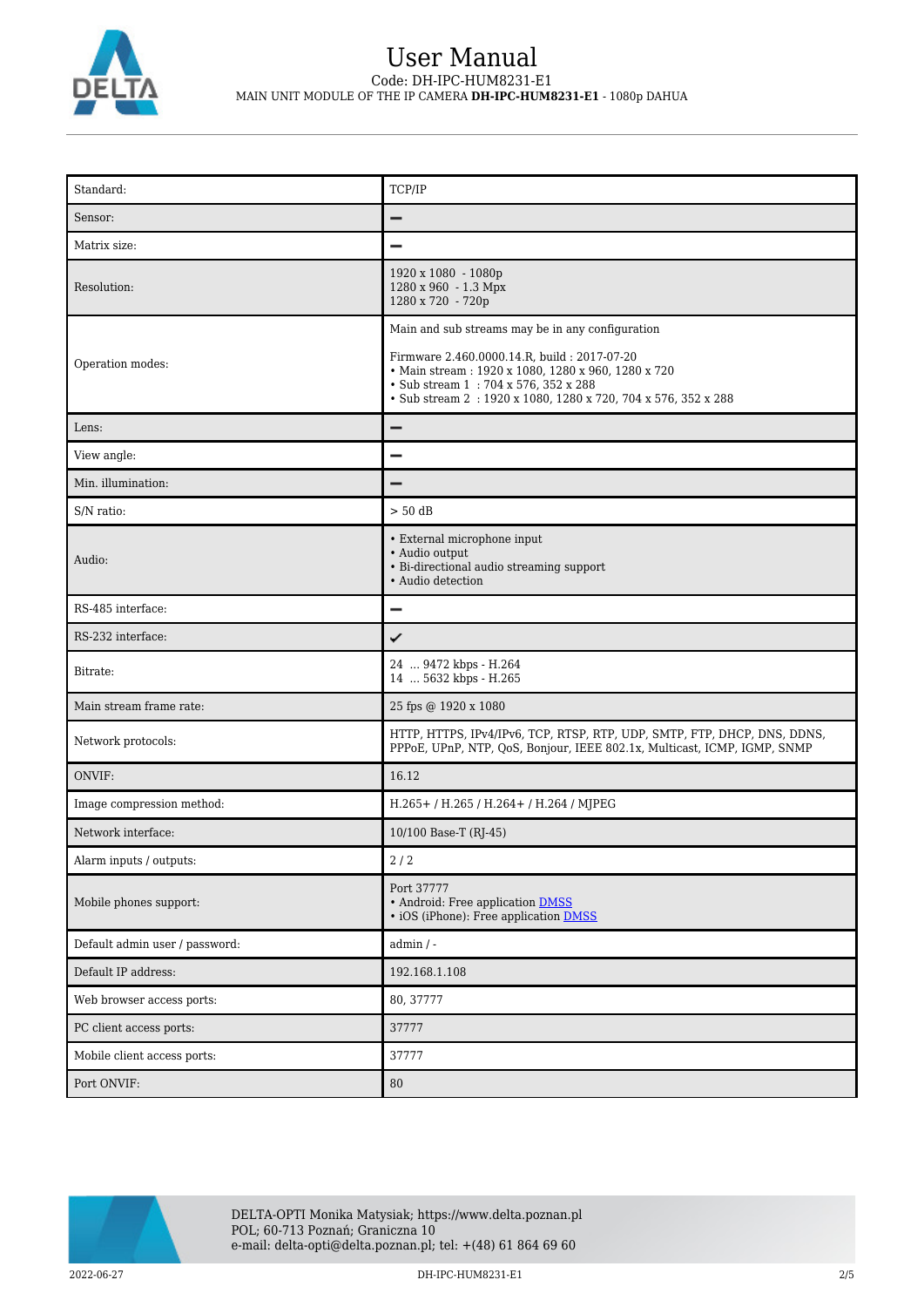| | |
|---|---|
| Standard: | TCP/IP |
| Sensor: | – |
| Matrix size: | – |
| Resolution: | 1920 x 1080 - 1080p<br>1280 x 960 - 1.3 Mpx<br>1280 x 720 - 720p |
| Operation modes: | Main and sub streams may be in any configuration<br><br>Firmware 2.460.0000.14.R, build : 2017-07-20<br>• Main stream : 1920 x 1080, 1280 x 960, 1280 x 720<br>• Sub stream 1 : 704 x 576, 352 x 288<br>• Sub stream 2 : 1920 x 1080, 1280 x 720, 704 x 576, 352 x 288 |
| Lens: | – |
| View angle: | – |
| Min. illumination: | – |
| S/N ratio: | > 50 dB |
| Audio: | • External microphone input<br>• Audio output<br>• Bi-directional audio streaming support<br>• Audio detection |
| RS-485 interface: | – |
| RS-232 interface: | ✓ |
| Bitrate: | 24 ... 9472 kbps - H.264<br>14 ... 5632 kbps - H.265 |
| Main stream frame rate: | 25 fps @ 1920 x 1080 |
| Network protocols: | HTTP, HTTPS, IPv4/IPv6, TCP, RTSP, RTP, UDP, SMTP, FTP, DHCP, DNS, DDNS, PPPoE, UPnP, NTP, QoS, Bonjour, IEEE 802.1x, Multicast, ICMP, IGMP, SNMP |
| ONVIF: | 16.12 |
| Image compression method: | H.265+ / H.265 / H.264+ / H.264 / MJPEG |
| Network interface: | 10/100 Base-T (RJ-45) |
| Alarm inputs / outputs: | 2 / 2 |
| Mobile phones support: | Port 37777<br>• Android: Free application DMSS<br>• iOS (iPhone): Free application DMSS |
| Default admin user / password: | admin / - |
| Default IP address: | 192.168.1.108 |
| Web browser access ports: | 80, 37777 |
| PC client access ports: | 37777 |
| Mobile client access ports: | 37777 |
| Port ONVIF: | 80 |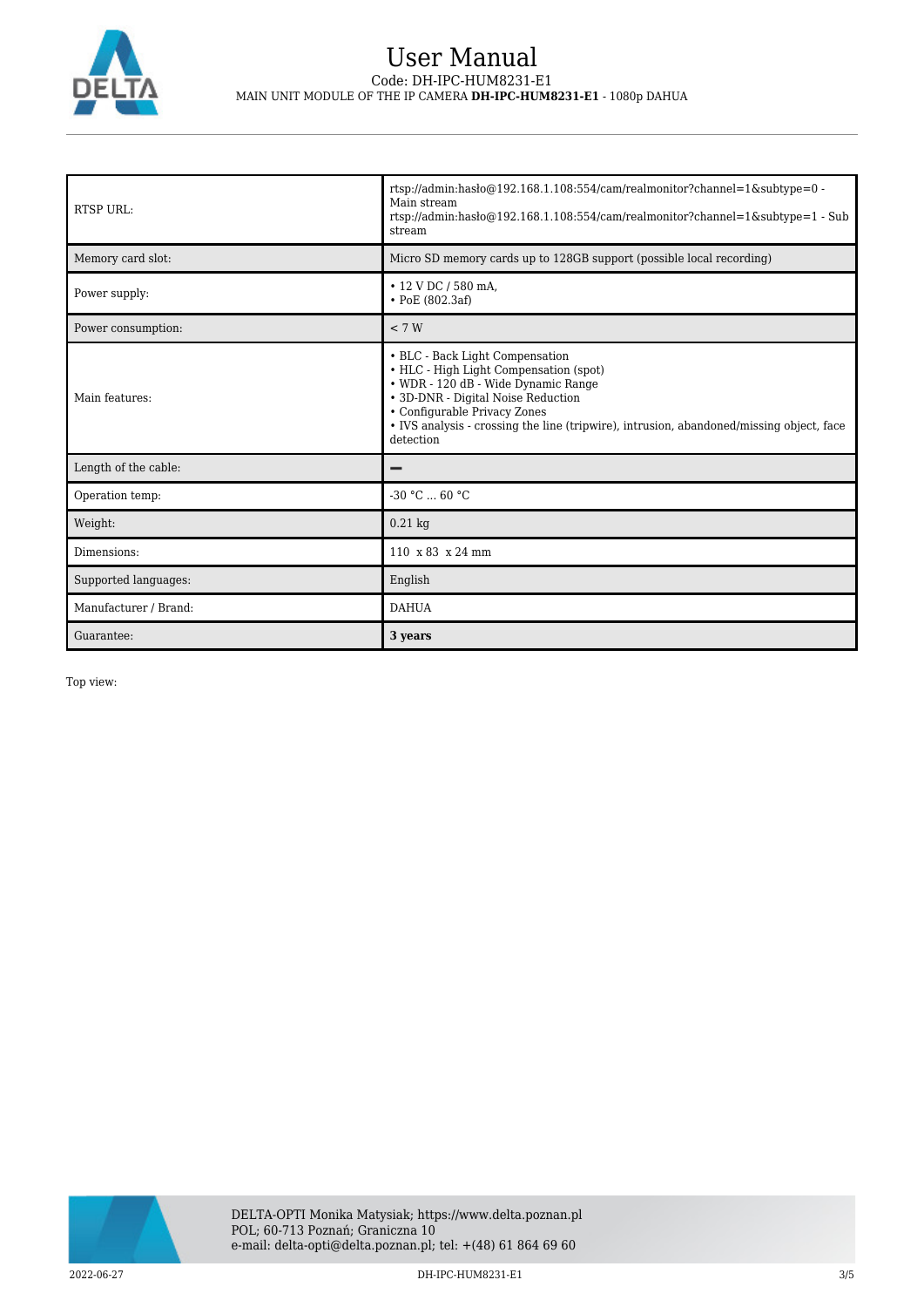| | |
|---|---|
| RTSP URL: | rtsp://admin:hasło@192.168.1.108:554/cam/realmonitor?channel=1&subtype=0 - Main stream<br>rtsp://admin:hasło@192.168.1.108:554/cam/realmonitor?channel=1&subtype=1 - Sub stream |
| Memory card slot: | Micro SD memory cards up to 128GB support (possible local recording) |
| Power supply: | • 12 V DC / 580 mA,<br>• PoE (802.3af) |
| Power consumption: | < 7 W |
| Main features: | • BLC - Back Light Compensation<br>• HLC - High Light Compensation (spot)<br>• WDR - 120 dB - Wide Dynamic Range<br>• 3D-DNR - Digital Noise Reduction<br>• Configurable Privacy Zones<br>• IVS analysis - crossing the line (tripwire), intrusion, abandoned/missing object, face detection |
| Length of the cable: | – |
| Operation temp: | -30 °C ... 60 °C |
| Weight: | 0.21 kg |
| Dimensions: | 110 x 83 x 24 mm |
| Supported languages: | English |
| Manufacturer / Brand: | DAHUA |
| Guarantee: | **3 years** |

Top view: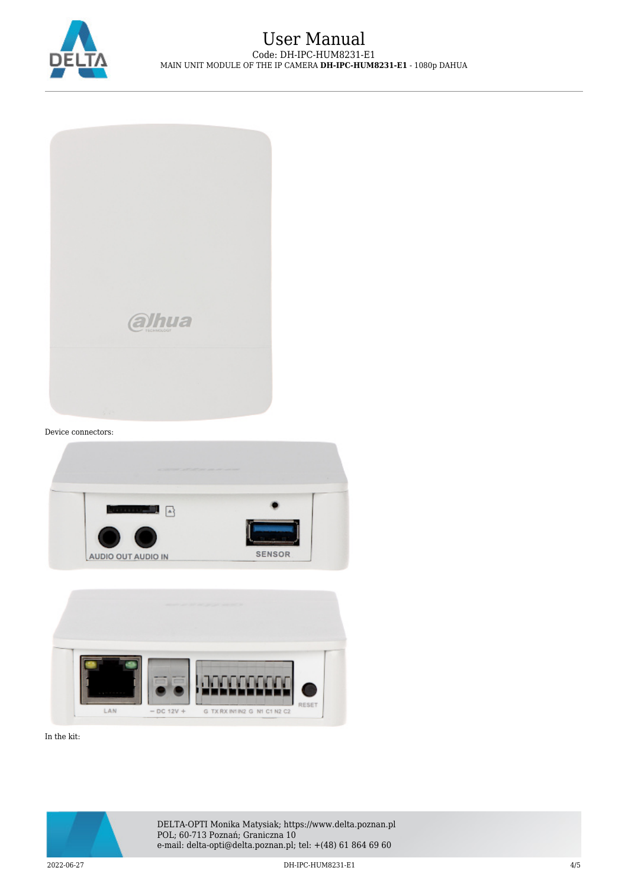Device connectors:

In the kit: